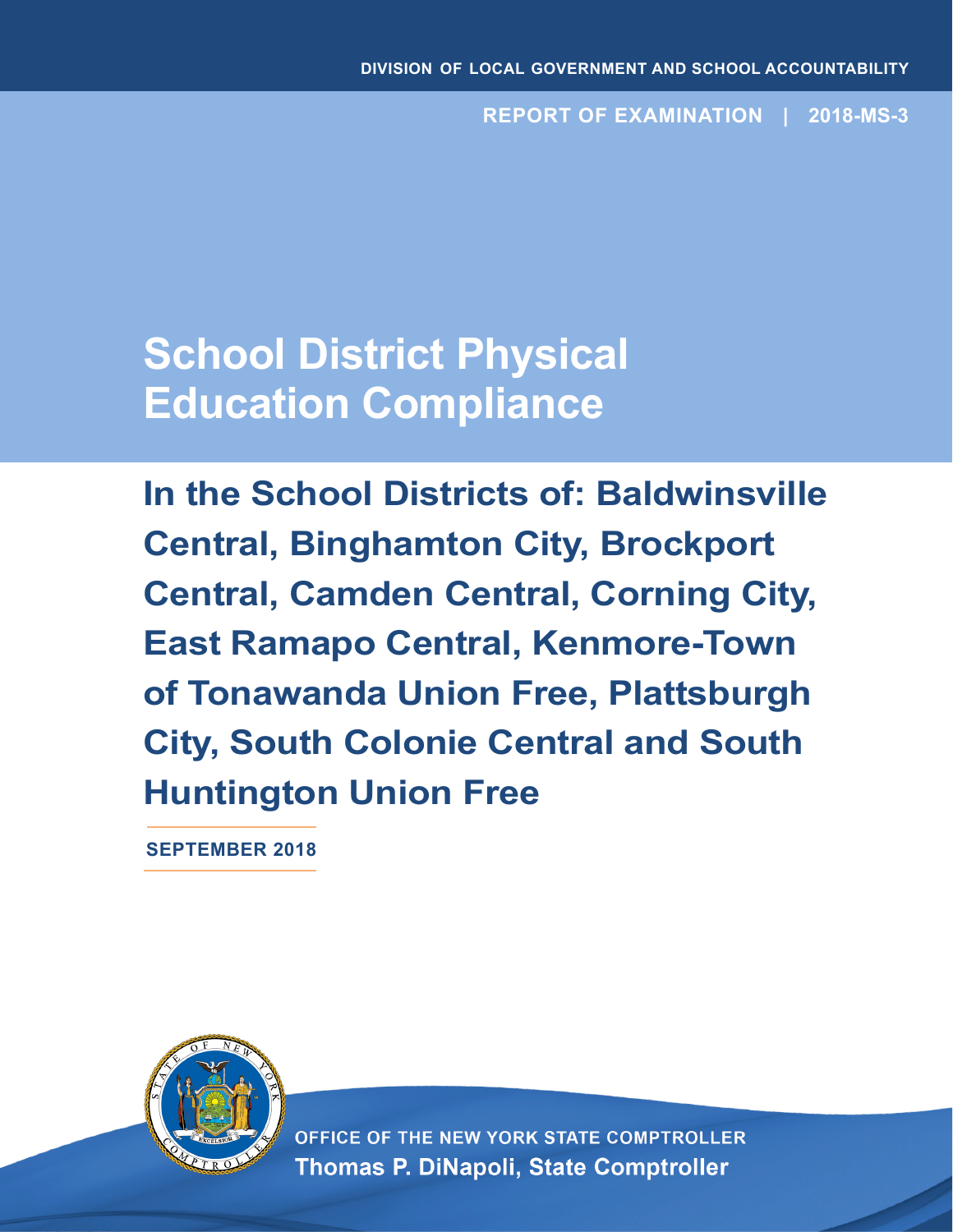DIVISION OF LOCAL GOVERNMENT AND SCHOOL ACCOUNTABILITY

REPORT OF EXAMINATION | 2018-MS-3

# School District Physical Education Compliance

## In the School Districts of: Baldwinsville Central, Binghamton City, Brockport Central, Camden Central, Corning City, East Ramapo Central, Kenmore-Town of Tonawanda Union Free, Plattsburgh City, South Colonie Central and South Huntington Union Free

**SEPTEMBER 2018**

OFFICE OF THE NEW YORK STATE COMPTROLLER

**Thomas P. DiNapoli, State Comptroller**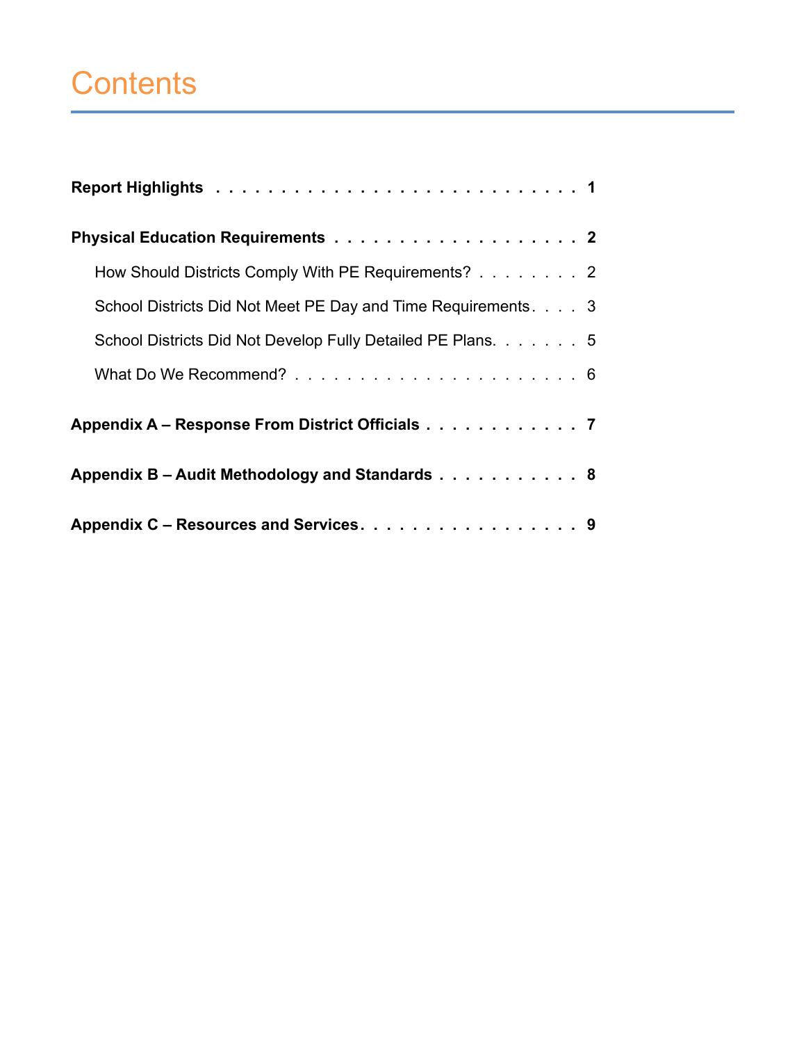# Contents

**Report Highlights** . . . . . . . . . . . . . . . . . . . . . . . . . . . **1**

**Physical Education Requirements** . . . . . . . . . . . . . . . . . . . **2**

- How Should Districts Comply With PE Requirements? . . . . . . . . 2
- School Districts Did Not Meet PE Day and Time Requirements . . . . 3
- School Districts Did Not Develop Fully Detailed PE Plans. . . . . . . 5
- What Do We Recommend? . . . . . . . . . . . . . . . . . . . . . . 6

**Appendix A – Response From District Officials** . . . . . . . . . . . . **7**

**Appendix B – Audit Methodology and Standards** . . . . . . . . . . . **8**

**Appendix C – Resources and Services** . . . . . . . . . . . . . . . . . **9**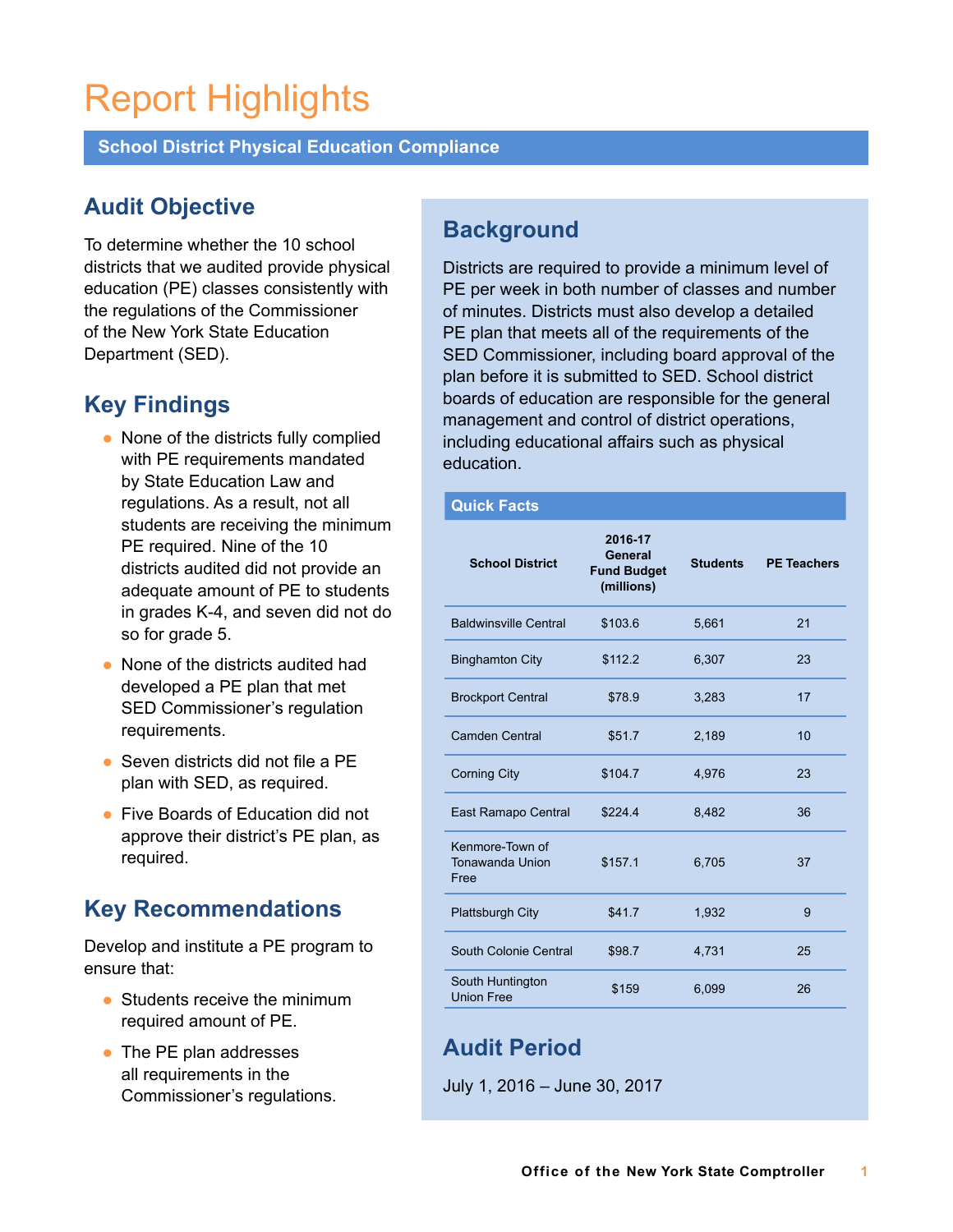# Report Highlights

**School District Physical Education Compliance**

## Audit Objective

To determine whether the 10 school districts that we audited provide physical education (PE) classes consistently with the regulations of the Commissioner of the New York State Education Department (SED).

## Key Findings

- None of the districts fully complied with PE requirements mandated by State Education Law and regulations. As a result, not all students are receiving the minimum PE required. Nine of the 10 districts audited did not provide an adequate amount of PE to students in grades K-4, and seven did not do so for grade 5.
- None of the districts audited had developed a PE plan that met SED Commissioner's regulation requirements.
- Seven districts did not file a PE plan with SED, as required.
- Five Boards of Education did not approve their district's PE plan, as required.

## Key Recommendations

Develop and institute a PE program to ensure that:

- Students receive the minimum required amount of PE.
- The PE plan addresses all requirements in the Commissioner's regulations.

## Background

Districts are required to provide a minimum level of PE per week in both number of classes and number of minutes. Districts must also develop a detailed PE plan that meets all of the requirements of the SED Commissioner, including board approval of the plan before it is submitted to SED. School district boards of education are responsible for the general management and control of district operations, including educational affairs such as physical education.

**Quick Facts**

| School District | 2016-17 General Fund Budget (millions) | Students | PE Teachers |
|---|---|---|---|
| Baldwinsville Central | $103.6 | 5,661 | 21 |
| Binghamton City | $112.2 | 6,307 | 23 |
| Brockport Central | $78.9 | 3,283 | 17 |
| Camden Central | $51.7 | 2,189 | 10 |
| Corning City | $104.7 | 4,976 | 23 |
| East Ramapo Central | $224.4 | 8,482 | 36 |
| Kenmore-Town of Tonawanda Union Free | $157.1 | 6,705 | 37 |
| Plattsburgh City | $41.7 | 1,932 | 9 |
| South Colonie Central | $98.7 | 4,731 | 25 |
| South Huntington Union Free | $159 | 6,099 | 26 |

## Audit Period

July 1, 2016 – June 30, 2017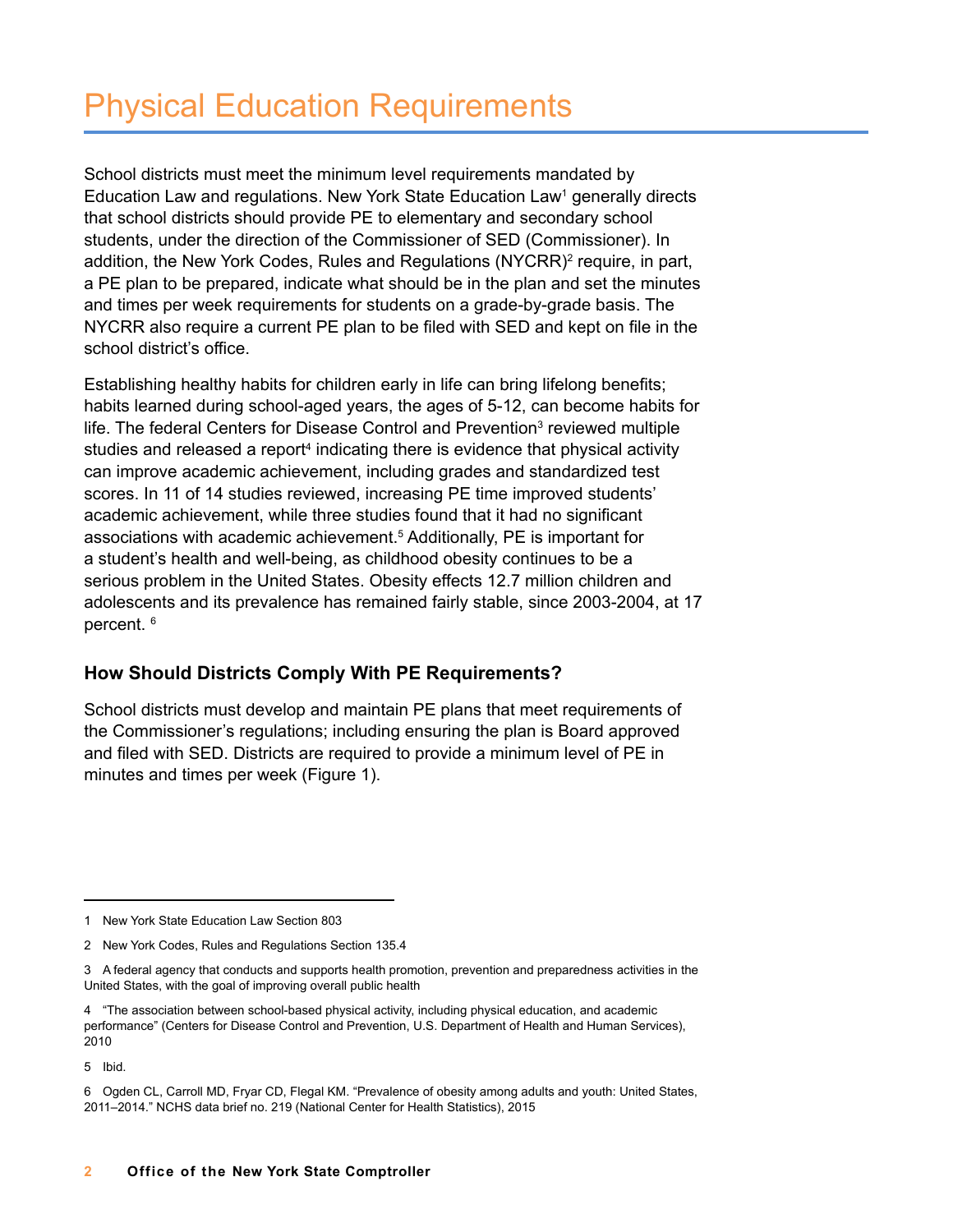# Physical Education Requirements

School districts must meet the minimum level requirements mandated by Education Law and regulations. New York State Education Law[1] generally directs that school districts should provide PE to elementary and secondary school students, under the direction of the Commissioner of SED (Commissioner). In addition, the New York Codes, Rules and Regulations (NYCRR)[2] require, in part, a PE plan to be prepared, indicate what should be in the plan and set the minutes and times per week requirements for students on a grade-by-grade basis. The NYCRR also require a current PE plan to be filed with SED and kept on file in the school district's office.

Establishing healthy habits for children early in life can bring lifelong benefits; habits learned during school-aged years, the ages of 5-12, can become habits for life. The federal Centers for Disease Control and Prevention[3] reviewed multiple studies and released a report[4] indicating there is evidence that physical activity can improve academic achievement, including grades and standardized test scores. In 11 of 14 studies reviewed, increasing PE time improved students' academic achievement, while three studies found that it had no significant associations with academic achievement.[5] Additionally, PE is important for a student's health and well-being, as childhood obesity continues to be a serious problem in the United States. Obesity effects 12.7 million children and adolescents and its prevalence has remained fairly stable, since 2003-2004, at 17 percent. [6]

### How Should Districts Comply With PE Requirements?

School districts must develop and maintain PE plans that meet requirements of the Commissioner's regulations; including ensuring the plan is Board approved and filed with SED. Districts are required to provide a minimum level of PE in minutes and times per week (Figure 1).

---

1 New York State Education Law Section 803

2 New York Codes, Rules and Regulations Section 135.4

3 A federal agency that conducts and supports health promotion, prevention and preparedness activities in the United States, with the goal of improving overall public health

4 "The association between school-based physical activity, including physical education, and academic performance" (Centers for Disease Control and Prevention, U.S. Department of Health and Human Services), 2010

5 Ibid.

6 Ogden CL, Carroll MD, Fryar CD, Flegal KM. "Prevalence of obesity among adults and youth: United States, 2011–2014." NCHS data brief no. 219 (National Center for Health Statistics), 2015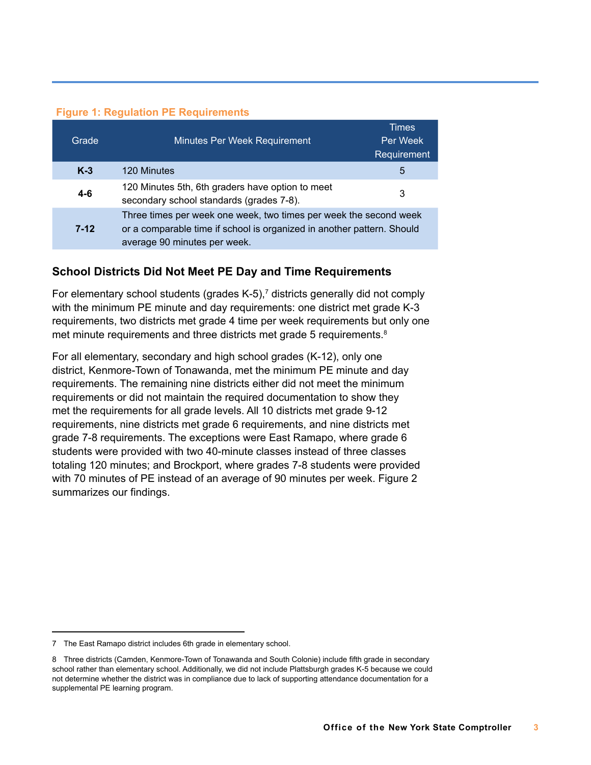**Figure 1: Regulation PE Requirements**

| Grade | Minutes Per Week Requirement | Times Per Week Requirement |
|---|---|---|
| **K-3** | 120 Minutes | 5 |
| **4-6** | 120 Minutes 5th, 6th graders have option to meet secondary school standards (grades 7-8). | 3 |
| **7-12** | Three times per week one week, two times per week the second week or a comparable time if school is organized in another pattern. Should average 90 minutes per week. | |

### School Districts Did Not Meet PE Day and Time Requirements

For elementary school students (grades K-5),[7] districts generally did not comply with the minimum PE minute and day requirements: one district met grade K-3 requirements, two districts met grade 4 time per week requirements but only one met minute requirements and three districts met grade 5 requirements.[8]

For all elementary, secondary and high school grades (K-12), only one district, Kenmore-Town of Tonawanda, met the minimum PE minute and day requirements. The remaining nine districts either did not meet the minimum requirements or did not maintain the required documentation to show they met the requirements for all grade levels. All 10 districts met grade 9-12 requirements, nine districts met grade 6 requirements, and nine districts met grade 7-8 requirements. The exceptions were East Ramapo, where grade 6 students were provided with two 40-minute classes instead of three classes totaling 120 minutes; and Brockport, where grades 7-8 students were provided with 70 minutes of PE instead of an average of 90 minutes per week. Figure 2 summarizes our findings.

---

7 The East Ramapo district includes 6th grade in elementary school.

8 Three districts (Camden, Kenmore-Town of Tonawanda and South Colonie) include fifth grade in secondary school rather than elementary school. Additionally, we did not include Plattsburgh grades K-5 because we could not determine whether the district was in compliance due to lack of supporting attendance documentation for a supplemental PE learning program.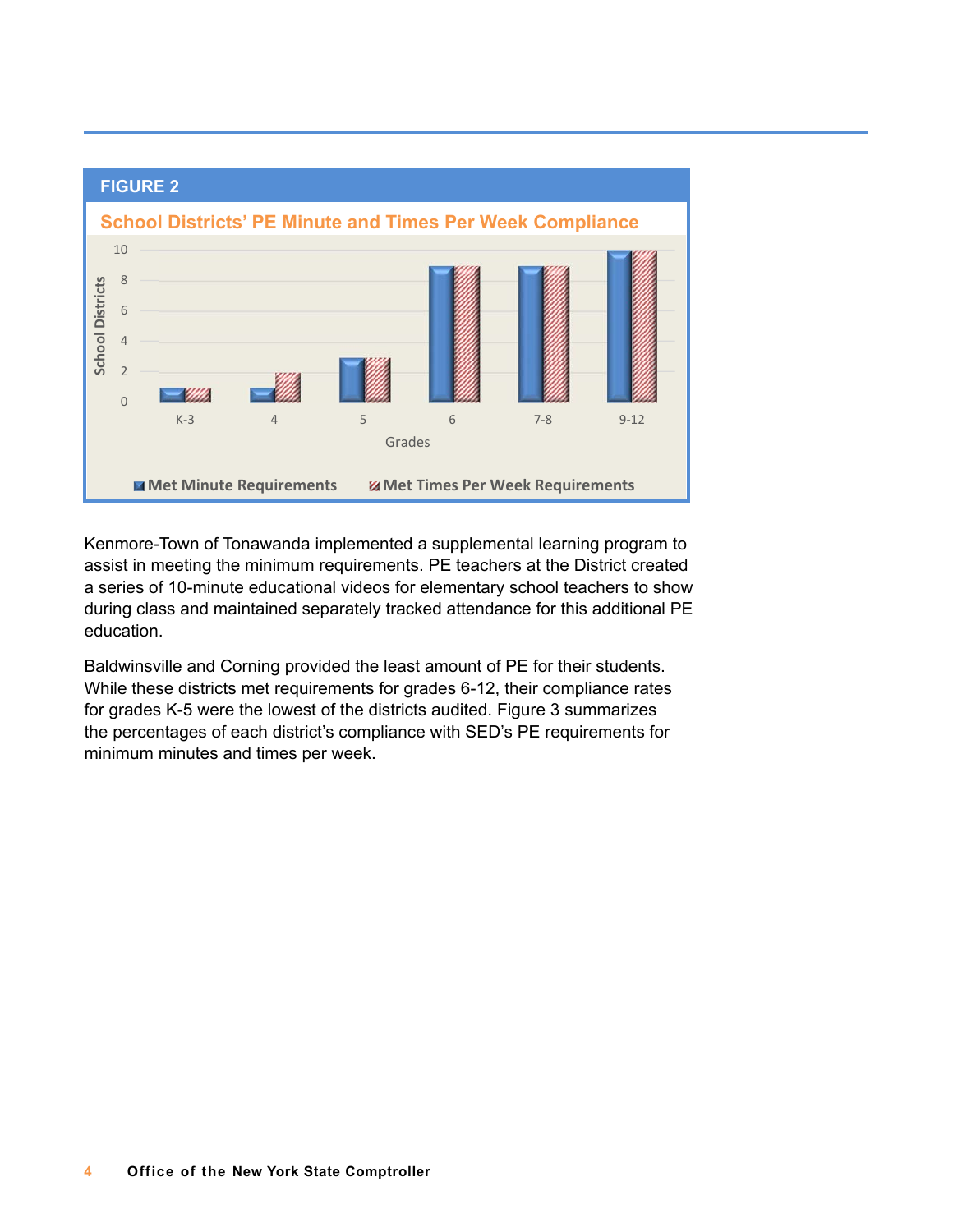**FIGURE 2**

**School Districts' PE Minute and Times Per Week Compliance**

| Grades | Met Minute Requirements | Met Times Per Week Requirements |
|---|---|---|
| K-3 | 1 | 1 |
| 4 | 1 | 2 |
| 5 | 3 | 3 |
| 6 | 9 | 9 |
| 7-8 | 9 | 9 |
| 9-12 | 10 | 10 |

Kenmore-Town of Tonawanda implemented a supplemental learning program to assist in meeting the minimum requirements. PE teachers at the District created a series of 10-minute educational videos for elementary school teachers to show during class and maintained separately tracked attendance for this additional PE education.

Baldwinsville and Corning provided the least amount of PE for their students. While these districts met requirements for grades 6-12, their compliance rates for grades K-5 were the lowest of the districts audited. Figure 3 summarizes the percentages of each district's compliance with SED's PE requirements for minimum minutes and times per week.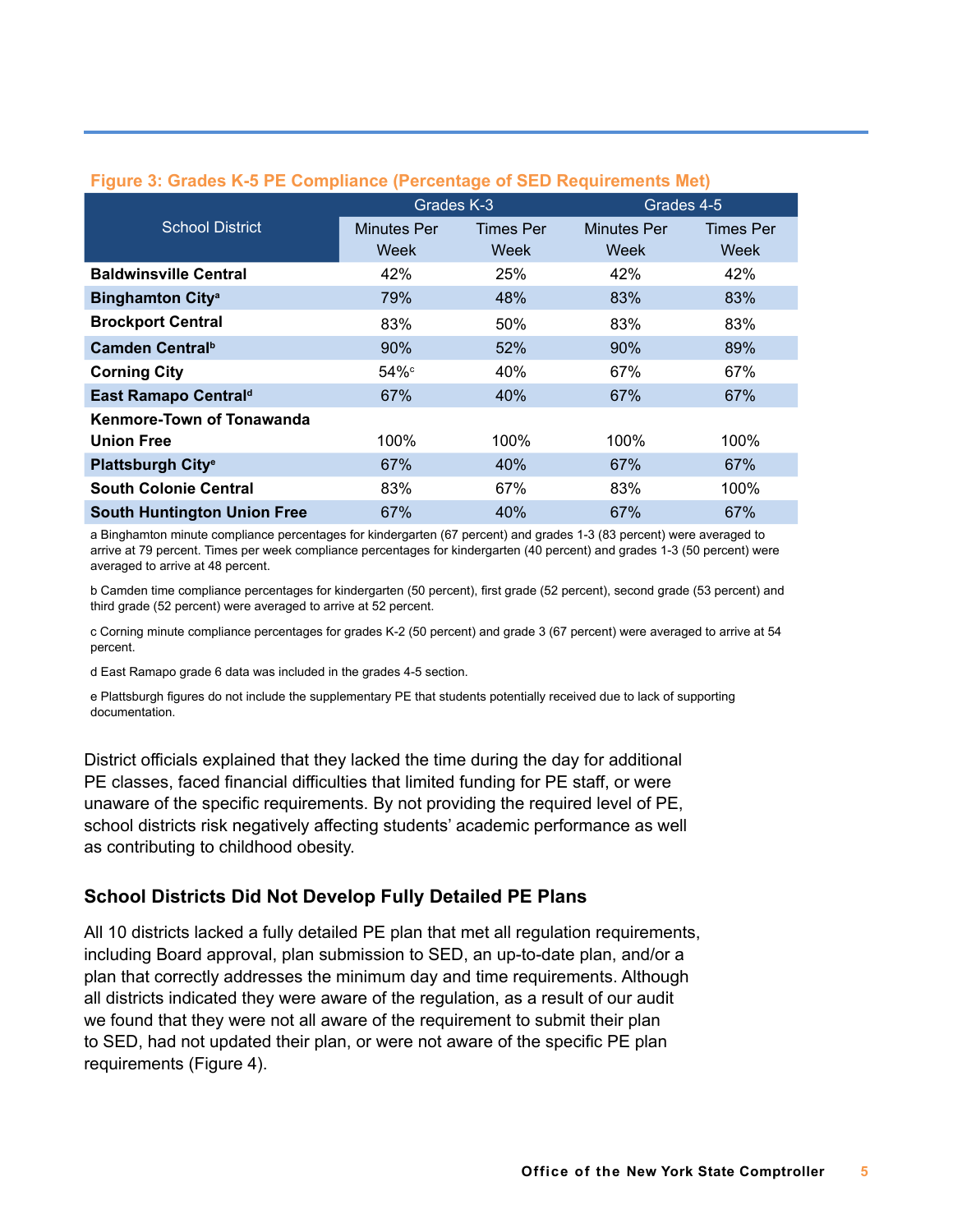**Figure 3: Grades K-5 PE Compliance (Percentage of SED Requirements Met)**

| School District | Grades K-3 | | Grades 4-5 | |
|---|---|---|---|---|
| | Minutes Per Week | Times Per Week | Minutes Per Week | Times Per Week |
| **Baldwinsville Central** | 42% | 25% | 42% | 42% |
| **Binghamton City**[a] | 79% | 48% | 83% | 83% |
| **Brockport Central** | 83% | 50% | 83% | 83% |
| **Camden Central**[b] | 90% | 52% | 90% | 89% |
| **Corning City** | 54%[c] | 40% | 67% | 67% |
| **East Ramapo Central**[d] | 67% | 40% | 67% | 67% |
| **Kenmore-Town of Tonawanda Union Free** | 100% | 100% | 100% | 100% |
| **Plattsburgh City**[e] | 67% | 40% | 67% | 67% |
| **South Colonie Central** | 83% | 67% | 83% | 100% |
| **South Huntington Union Free** | 67% | 40% | 67% | 67% |

a Binghamton minute compliance percentages for kindergarten (67 percent) and grades 1-3 (83 percent) were averaged to arrive at 79 percent. Times per week compliance percentages for kindergarten (40 percent) and grades 1-3 (50 percent) were averaged to arrive at 48 percent.

b Camden time compliance percentages for kindergarten (50 percent), first grade (52 percent), second grade (53 percent) and third grade (52 percent) were averaged to arrive at 52 percent.

c Corning minute compliance percentages for grades K-2 (50 percent) and grade 3 (67 percent) were averaged to arrive at 54 percent.

d East Ramapo grade 6 data was included in the grades 4-5 section.

e Plattsburgh figures do not include the supplementary PE that students potentially received due to lack of supporting documentation.

District officials explained that they lacked the time during the day for additional PE classes, faced financial difficulties that limited funding for PE staff, or were unaware of the specific requirements. By not providing the required level of PE, school districts risk negatively affecting students' academic performance as well as contributing to childhood obesity.

## School Districts Did Not Develop Fully Detailed PE Plans

All 10 districts lacked a fully detailed PE plan that met all regulation requirements, including Board approval, plan submission to SED, an up-to-date plan, and/or a plan that correctly addresses the minimum day and time requirements. Although all districts indicated they were aware of the regulation, as a result of our audit we found that they were not all aware of the requirement to submit their plan to SED, had not updated their plan, or were not aware of the specific PE plan requirements (Figure 4).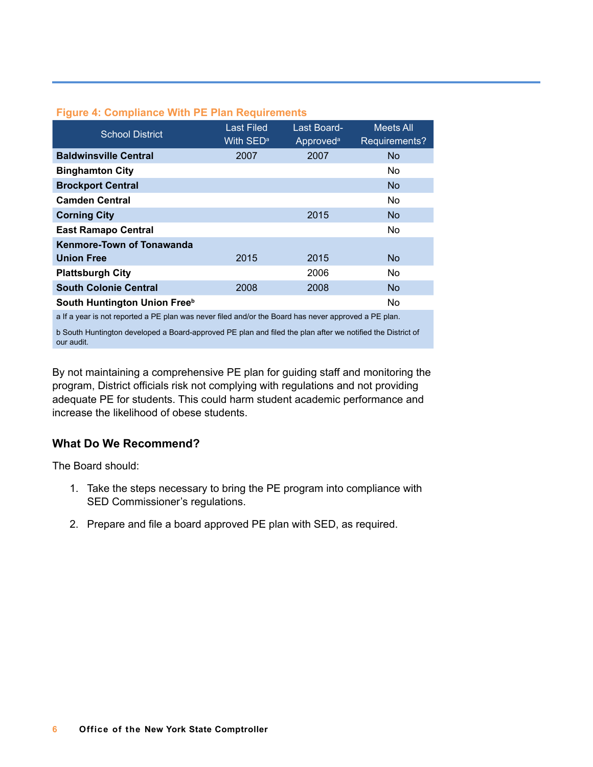**Figure 4: Compliance With PE Plan Requirements**

| School District | Last Filed With SED[a] | Last Board-Approved[a] | Meets All Requirements? |
|---|---|---|---|
| **Baldwinsville Central** | 2007 | 2007 | No |
| **Binghamton City** | | | No |
| **Brockport Central** | | | No |
| **Camden Central** | | | No |
| **Corning City** | | 2015 | No |
| **East Ramapo Central** | | | No |
| **Kenmore-Town of Tonawanda Union Free** | 2015 | 2015 | No |
| **Plattsburgh City** | | 2006 | No |
| **South Colonie Central** | 2008 | 2008 | No |
| **South Huntington Union Free[b]** | | | No |

a If a year is not reported a PE plan was never filed and/or the Board has never approved a PE plan.

b South Huntington developed a Board-approved PE plan and filed the plan after we notified the District of our audit.

By not maintaining a comprehensive PE plan for guiding staff and monitoring the program, District officials risk not complying with regulations and not providing adequate PE for students. This could harm student academic performance and increase the likelihood of obese students.

### What Do We Recommend?

The Board should:

1. Take the steps necessary to bring the PE program into compliance with SED Commissioner's regulations.

2. Prepare and file a board approved PE plan with SED, as required.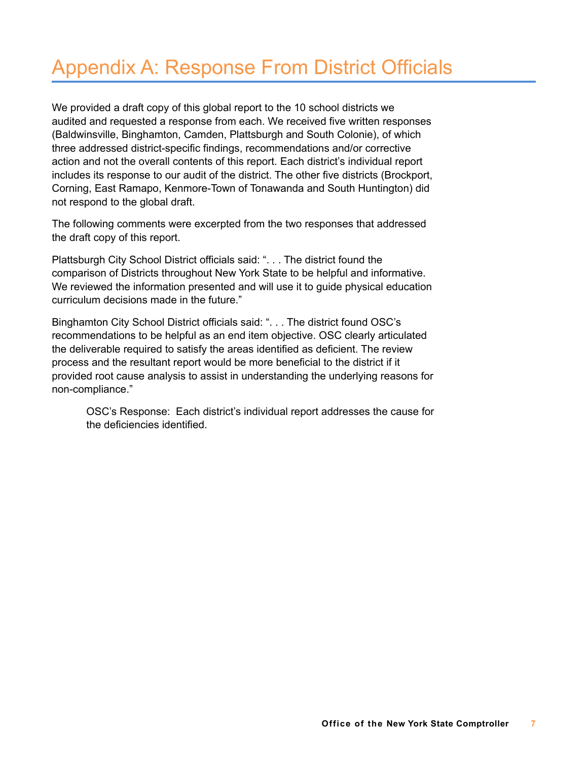# Appendix A: Response From District Officials

We provided a draft copy of this global report to the 10 school districts we audited and requested a response from each. We received five written responses (Baldwinsville, Binghamton, Camden, Plattsburgh and South Colonie), of which three addressed district-specific findings, recommendations and/or corrective action and not the overall contents of this report. Each district's individual report includes its response to our audit of the district. The other five districts (Brockport, Corning, East Ramapo, Kenmore-Town of Tonawanda and South Huntington) did not respond to the global draft.

The following comments were excerpted from the two responses that addressed the draft copy of this report.

Plattsburgh City School District officials said: ". . . The district found the comparison of Districts throughout New York State to be helpful and informative. We reviewed the information presented and will use it to guide physical education curriculum decisions made in the future."

Binghamton City School District officials said: ". . . The district found OSC's recommendations to be helpful as an end item objective. OSC clearly articulated the deliverable required to satisfy the areas identified as deficient. The review process and the resultant report would be more beneficial to the district if it provided root cause analysis to assist in understanding the underlying reasons for non-compliance."

> OSC's Response: Each district's individual report addresses the cause for the deficiencies identified.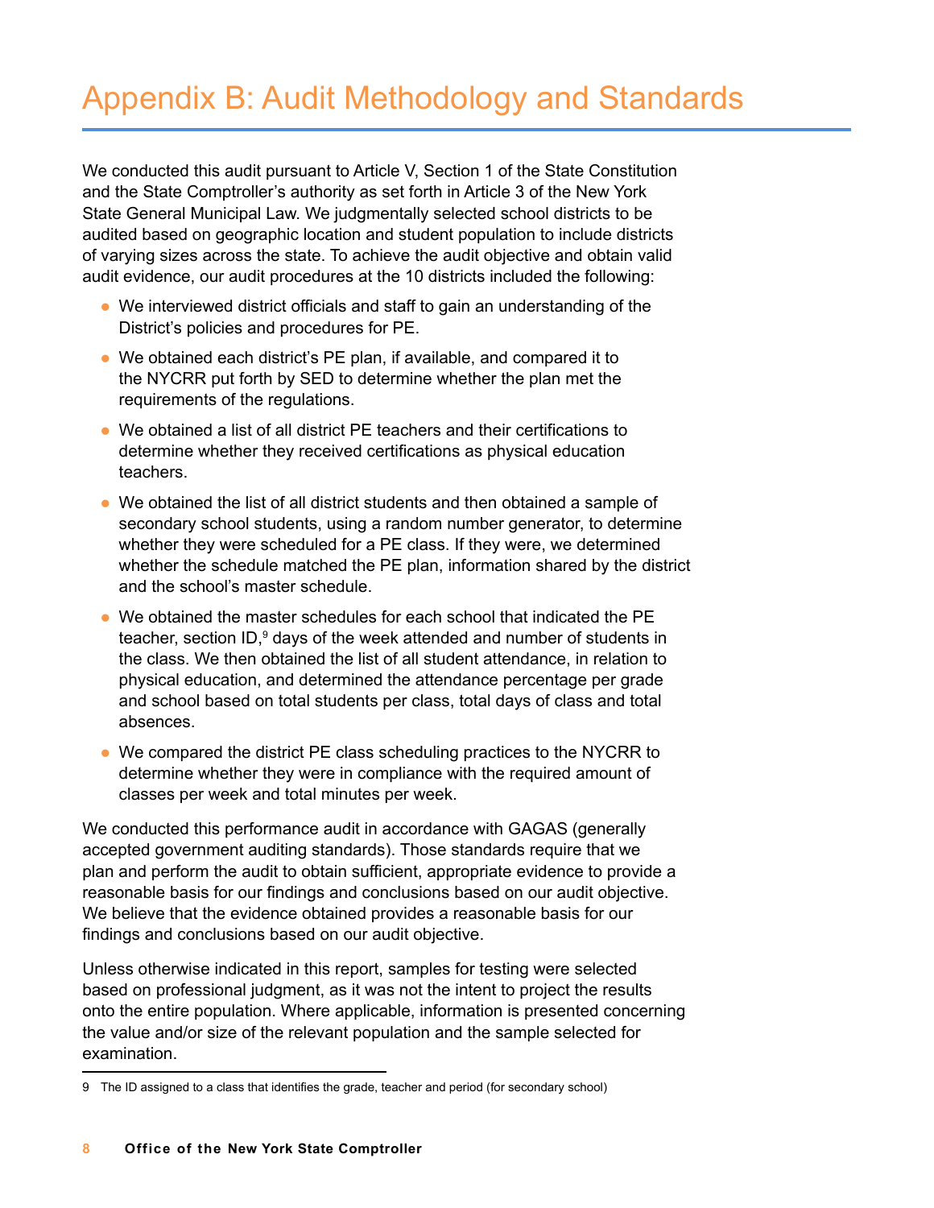# Appendix B: Audit Methodology and Standards

We conducted this audit pursuant to Article V, Section 1 of the State Constitution and the State Comptroller's authority as set forth in Article 3 of the New York State General Municipal Law. We judgmentally selected school districts to be audited based on geographic location and student population to include districts of varying sizes across the state. To achieve the audit objective and obtain valid audit evidence, our audit procedures at the 10 districts included the following:

- We interviewed district officials and staff to gain an understanding of the District's policies and procedures for PE.
- We obtained each district's PE plan, if available, and compared it to the NYCRR put forth by SED to determine whether the plan met the requirements of the regulations.
- We obtained a list of all district PE teachers and their certifications to determine whether they received certifications as physical education teachers.
- We obtained the list of all district students and then obtained a sample of secondary school students, using a random number generator, to determine whether they were scheduled for a PE class. If they were, we determined whether the schedule matched the PE plan, information shared by the district and the school's master schedule.
- We obtained the master schedules for each school that indicated the PE teacher, section ID,[9] days of the week attended and number of students in the class. We then obtained the list of all student attendance, in relation to physical education, and determined the attendance percentage per grade and school based on total students per class, total days of class and total absences.
- We compared the district PE class scheduling practices to the NYCRR to determine whether they were in compliance with the required amount of classes per week and total minutes per week.

We conducted this performance audit in accordance with GAGAS (generally accepted government auditing standards). Those standards require that we plan and perform the audit to obtain sufficient, appropriate evidence to provide a reasonable basis for our findings and conclusions based on our audit objective. We believe that the evidence obtained provides a reasonable basis for our findings and conclusions based on our audit objective.

Unless otherwise indicated in this report, samples for testing were selected based on professional judgment, as it was not the intent to project the results onto the entire population. Where applicable, information is presented concerning the value and/or size of the relevant population and the sample selected for examination.

---

9 The ID assigned to a class that identifies the grade, teacher and period (for secondary school)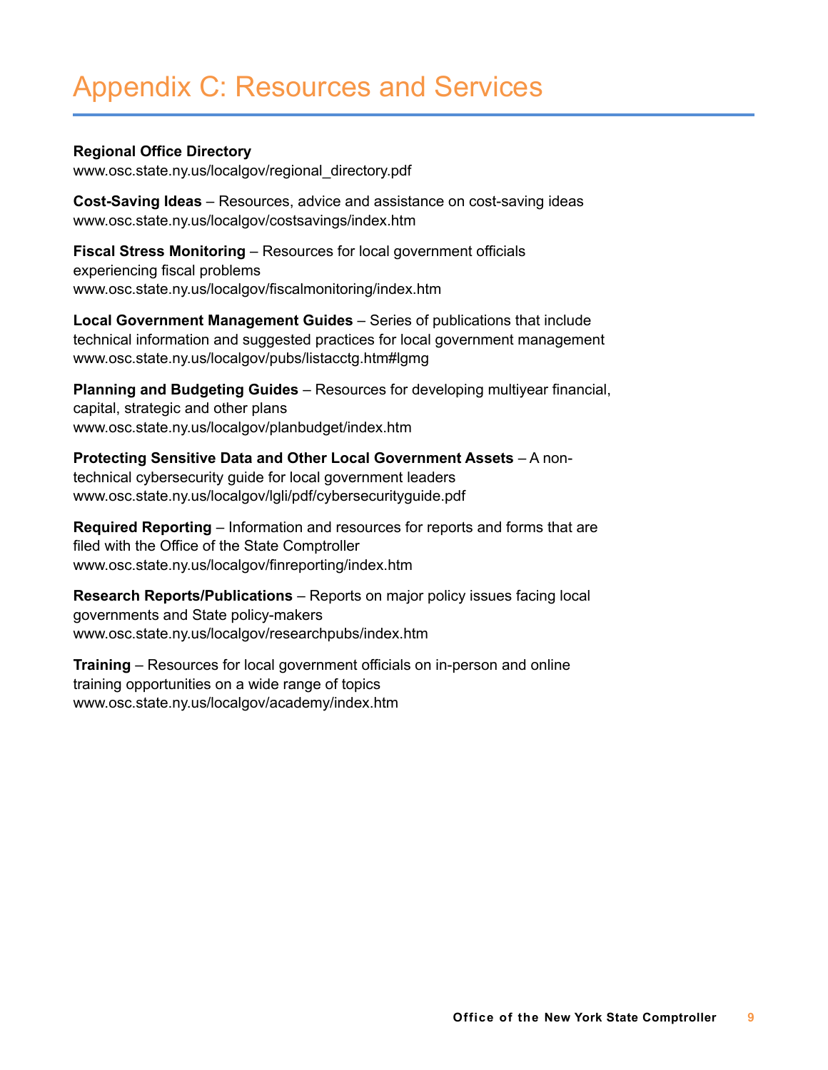# Appendix C: Resources and Services

**Regional Office Directory**
www.osc.state.ny.us/localgov/regional_directory.pdf

**Cost-Saving Ideas** – Resources, advice and assistance on cost-saving ideas
www.osc.state.ny.us/localgov/costsavings/index.htm

**Fiscal Stress Monitoring** – Resources for local government officials experiencing fiscal problems
www.osc.state.ny.us/localgov/fiscalmonitoring/index.htm

**Local Government Management Guides** – Series of publications that include technical information and suggested practices for local government management
www.osc.state.ny.us/localgov/pubs/listacctg.htm#lgmg

**Planning and Budgeting Guides** – Resources for developing multiyear financial, capital, strategic and other plans
www.osc.state.ny.us/localgov/planbudget/index.htm

**Protecting Sensitive Data and Other Local Government Assets** – A non-technical cybersecurity guide for local government leaders
www.osc.state.ny.us/localgov/lgli/pdf/cybersecurityguide.pdf

**Required Reporting** – Information and resources for reports and forms that are filed with the Office of the State Comptroller
www.osc.state.ny.us/localgov/finreporting/index.htm

**Research Reports/Publications** – Reports on major policy issues facing local governments and State policy-makers
www.osc.state.ny.us/localgov/researchpubs/index.htm

**Training** – Resources for local government officials on in-person and online training opportunities on a wide range of topics
www.osc.state.ny.us/localgov/academy/index.htm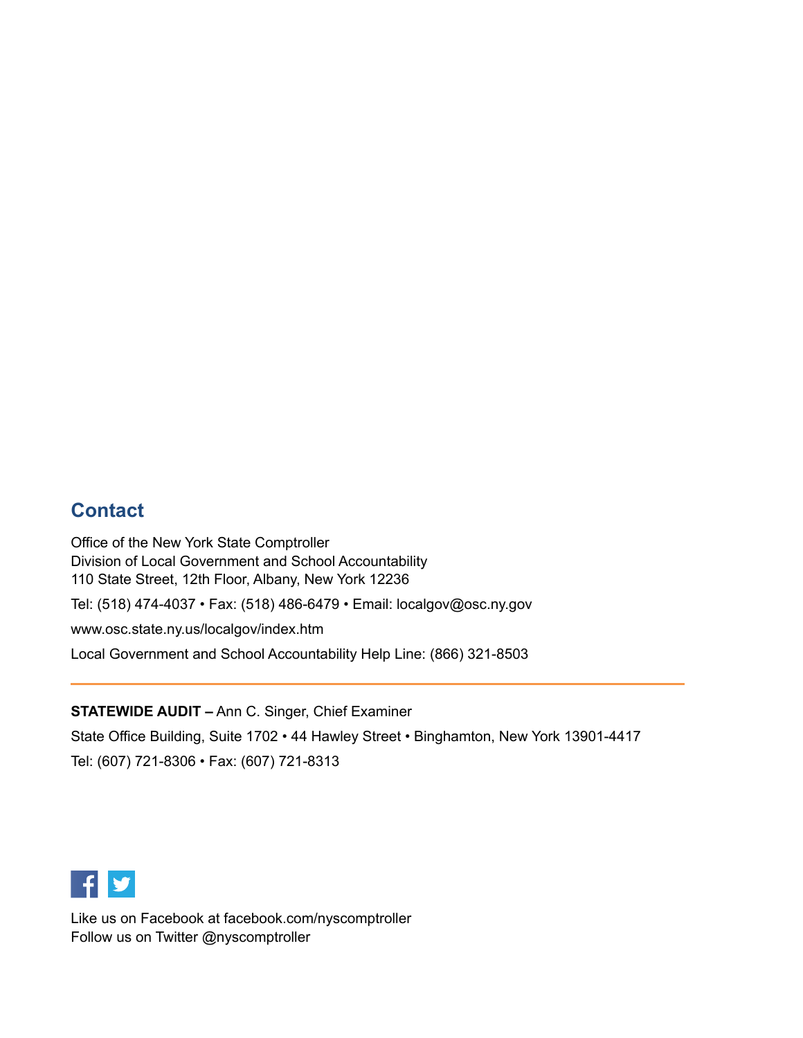## Contact

Office of the New York State Comptroller
Division of Local Government and School Accountability
110 State Street, 12th Floor, Albany, New York 12236

Tel: (518) 474-4037 • Fax: (518) 486-6479 • Email: localgov@osc.ny.gov

www.osc.state.ny.us/localgov/index.htm

Local Government and School Accountability Help Line: (866) 321-8503

---

**STATEWIDE AUDIT –** Ann C. Singer, Chief Examiner

State Office Building, Suite 1702 • 44 Hawley Street • Binghamton, New York 13901-4417

Tel: (607) 721-8306 • Fax: (607) 721-8313

Like us on Facebook at facebook.com/nyscomptroller
Follow us on Twitter @nyscomptroller